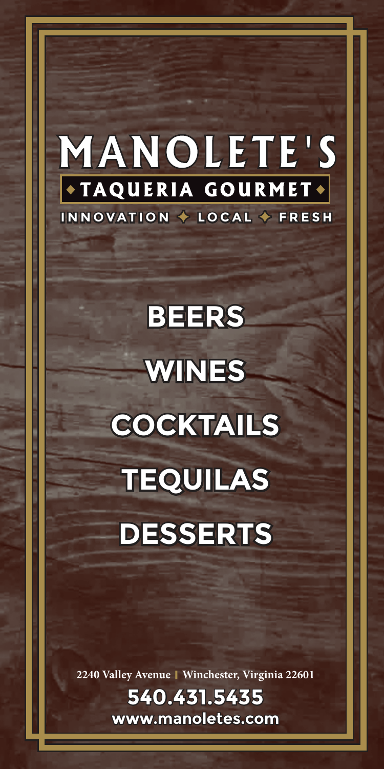# MANOLETE'S

**TAQUERIA GOURMET**

INNOVATION ✦ LOCAL ✦ FRESH

## BEERS

## WINES

## COCKTAILS

## TEQUILAS

## DESSERTS

**2240 Valley Avenue | Winchester, Virginia 22601**

**540.431.5435**

**www.manoletes.com**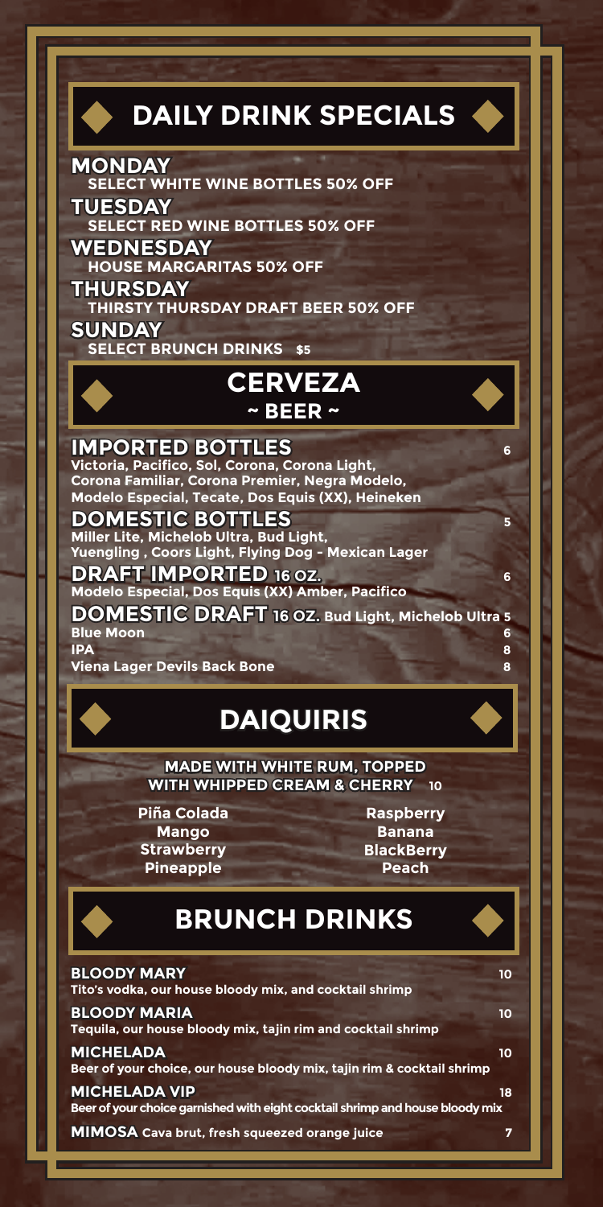# DAILY DRINK SPECIALS

**MONDAY**
SELECT WHITE WINE BOTTLES 50% OFF

**TUESDAY**
SELECT RED WINE BOTTLES 50% OFF

**WEDNESDAY**
HOUSE MARGARITAS 50% OFF

**THURSDAY**
THIRSTY THURSDAY DRAFT BEER 50% OFF

**SUNDAY**
SELECT BRUNCH DRINKS $5

# CERVEZA
## ~ BEER ~

### IMPORTED BOTTLES — 6
Victoria, Pacifico, Sol, Corona, Corona Light, Corona Familiar, Corona Premier, Negra Modelo, Modelo Especial, Tecate, Dos Equis (XX), Heineken

### DOMESTIC BOTTLES — 5
Miller Lite, Michelob Ultra, Bud Light, Yuengling , Coors Light, Flying Dog - Mexican Lager

### DRAFT IMPORTED 16 OZ. — 6
Modelo Especial, Dos Equis (XX) Amber, Pacifico

### DOMESTIC DRAFT 16 OZ. Bud Light, Michelob Ultra — 5

**Blue Moon** — 6
**IPA** — 8
**Viena Lager Devils Back Bone** — 8

# DAIQUIRIS

MADE WITH WHITE RUM, TOPPED WITH WHIPPED CREAM & CHERRY — 10

- Piña Colada
- Mango
- Strawberry
- Pineapple
- Raspberry
- Banana
- BlackBerry
- Peach

# BRUNCH DRINKS

**BLOODY MARY** — 10
Tito's vodka, our house bloody mix, and cocktail shrimp

**BLOODY MARIA** — 10
Tequila, our house bloody mix, tajin rim and cocktail shrimp

**MICHELADA** — 10
Beer of your choice, our house bloody mix, tajin rim & cocktail shrimp

**MICHELADA VIP** — 18
Beer of your choice garnished with eight cocktail shrimp and house bloody mix

**MIMOSA** Cava brut, fresh squeezed orange juice — 7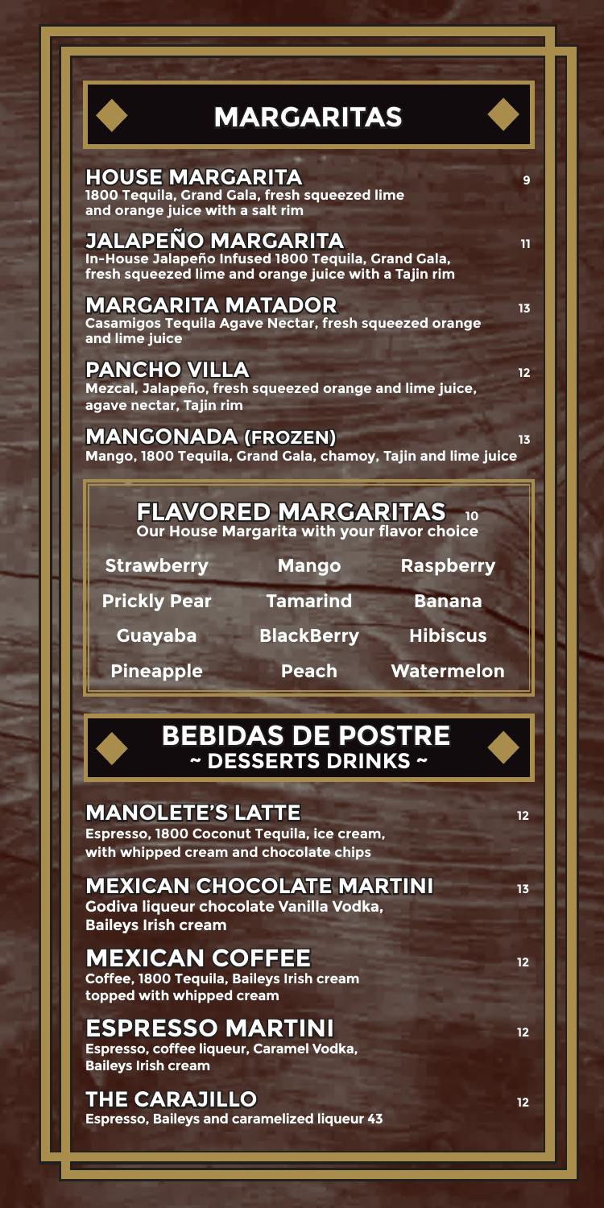# MARGARITAS

### HOUSE MARGARITA — 9
**1800 Tequila, Grand Gala, fresh squeezed lime and orange juice with a salt rim**

### JALAPEÑO MARGARITA — 11
**In-House Jalapeño Infused 1800 Tequila, Grand Gala, fresh squeezed lime and orange juice with a Tajin rim**

### MARGARITA MATADOR — 13
**Casamigos Tequila Agave Nectar, fresh squeezed orange and lime juice**

### PANCHO VILLA — 12
**Mezcal, Jalapeño, fresh squeezed orange and lime juice, agave nectar, Tajin rim**

### MANGONADA (FROZEN) — 13
**Mango, 1800 Tequila, Grand Gala, chamoy, Tajin and lime juice**

## FLAVORED MARGARITAS — 10
**Our House Margarita with your flavor choice**

| | | |
|---|---|---|
| Strawberry | Mango | Raspberry |
| Prickly Pear | Tamarind | Banana |
| Guayaba | BlackBerry | Hibiscus |
| Pineapple | Peach | Watermelon |

# BEBIDAS DE POSTRE
## ~ DESSERTS DRINKS ~

### MANOLETE'S LATTE — 12
**Espresso, 1800 Coconut Tequila, ice cream, with whipped cream and chocolate chips**

### MEXICAN CHOCOLATE MARTINI — 13
**Godiva liqueur chocolate Vanilla Vodka, Baileys Irish cream**

### MEXICAN COFFEE — 12
**Coffee, 1800 Tequila, Baileys Irish cream topped with whipped cream**

### ESPRESSO MARTINI — 12
**Espresso, coffee liqueur, Caramel Vodka, Baileys Irish cream**

### THE CARAJILLO — 12
**Espresso, Baileys and caramelized liqueur 43**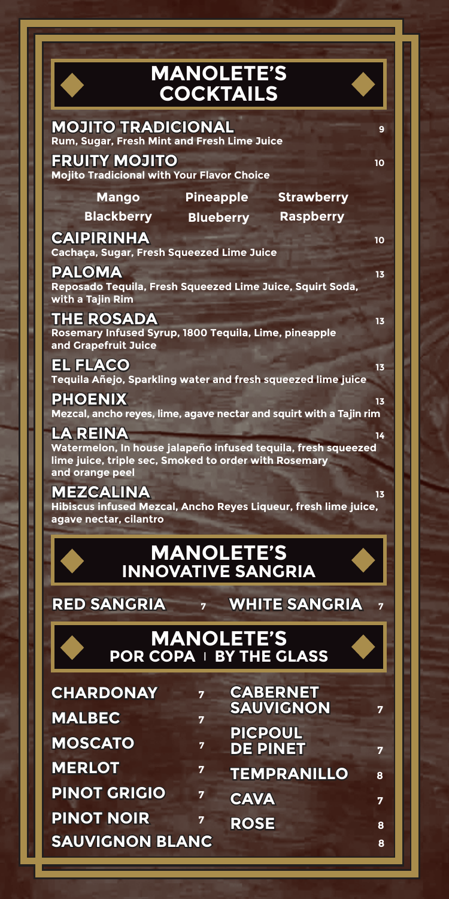# MANOLETE'S COCKTAILS

**MOJITO TRADICIONAL** 9
Rum, Sugar, Fresh Mint and Fresh Lime Juice

**FRUITY MOJITO** 10
Mojito Tradicional with Your Flavor Choice

| | | |
|---|---|---|
| Mango | Pineapple | Strawberry |
| Blackberry | Blueberry | Raspberry |

**CAIPIRINHA** 10
Cachaça, Sugar, Fresh Squeezed Lime Juice

**PALOMA** 13
Reposado Tequila, Fresh Squeezed Lime Juice, Squirt Soda, with a Tajin Rim

**THE ROSADA** 13
Rosemary Infused Syrup, 1800 Tequila, Lime, pineapple and Grapefruit Juice

**EL FLACO** 13
Tequila Añejo, Sparkling water and fresh squeezed lime juice

**PHOENIX** 13
Mezcal, ancho reyes, lime, agave nectar and squirt with a Tajin rim

**LA REINA** 14
Watermelon, In house jalapeño infused tequila, fresh squeezed lime juice, triple sec, Smoked to order with Rosemary and orange peel

**MEZCALINA** 13
Hibiscus infused Mezcal, Ancho Reyes Liqueur, fresh lime juice, agave nectar, cilantro

# MANOLETE'S INNOVATIVE SANGRIA

**RED SANGRIA** 7 **WHITE SANGRIA** 7

# MANOLETE'S POR COPA | BY THE GLASS

| | | | |
|---|---|---|---|
| **CHARDONAY** | 7 | **CABERNET SAUVIGNON** | 7 |
| **MALBEC** | 7 | **PICPOUL DE PINET** | 7 |
| **MOSCATO** | 7 | **TEMPRANILLO** | 8 |
| **MERLOT** | 7 | **CAVA** | 7 |
| **PINOT GRIGIO** | 7 | **ROSE** | 8 |
| **PINOT NOIR** | 7 | **SAUVIGNON BLANC** | 8 |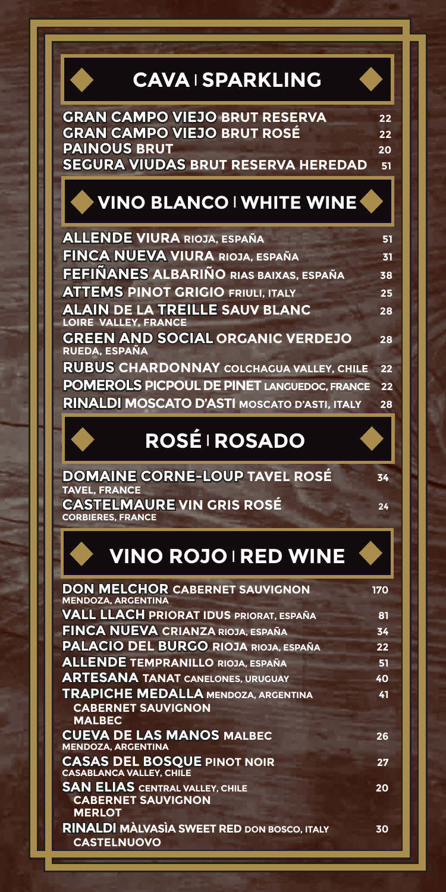## CAVA | SPARKLING

| | |
|---|---|
| **GRAN CAMPO VIEJO BRUT RESERVA** | 22 |
| **GRAN CAMPO VIEJO BRUT ROSÉ** | 22 |
| **PAINOUS BRUT** | 20 |
| **SEGURA VIUDAS BRUT RESERVA HEREDAD** | 51 |

## VINO BLANCO | WHITE WINE

| | |
|---|---|
| **ALLENDE VIURA** RIOJA, ESPAÑA | 51 |
| **FINCA NUEVA VIURA** RIOJA, ESPAÑA | 31 |
| **FEFIÑANES ALBARIÑO** RIAS BAIXAS, ESPAÑA | 38 |
| **ATTEMS PINOT GRIGIO** FRIULI, ITALY | 25 |
| **ALAIN DE LA TREILLE SAUV BLANC** LOIRE VALLEY, FRANCE | 28 |
| **GREEN AND SOCIAL ORGANIC VERDEJO** RUEDA, ESPAÑA | 28 |
| **RUBUS CHARDONNAY** COLCHAGUA VALLEY, CHILE | 22 |
| **POMEROLS PICPOUL DE PINET** LANGUEDOC, FRANCE | 22 |
| **RINALDI MOSCATO D'ASTI** MOSCATO D'ASTI, ITALY | 28 |

## ROSÉ | ROSADO

| | |
|---|---|
| **DOMAINE CORNE-LOUP TAVEL ROSÉ** TAVEL, FRANCE | 34 |
| **CASTELMAURE VIN GRIS ROSÉ** CORBIERES, FRANCE | 24 |

## VINO ROJO | RED WINE

| | |
|---|---|
| **DON MELCHOR CABERNET SAUVIGNON** MENDOZA, ARGENTINA | 170 |
| **VALL LLACH PRIORAT IDUS** PRIORAT, ESPAÑA | 81 |
| **FINCA NUEVA CRIANZA** RIOJA, ESPAÑA | 34 |
| **PALACIO DEL BURGO RIOJA** RIOJA, ESPAÑA | 22 |
| **ALLENDE TEMPRANILLO** RIOJA, ESPAÑA | 51 |
| **ARTESANA TANAT** CANELONES, URUGUAY | 40 |
| **TRAPICHE MEDALLA** MENDOZA, ARGENTINA CABERNET SAUVIGNON MALBEC | 41 |
| **CUEVA DE LAS MANOS MALBEC** MENDOZA, ARGENTINA | 26 |
| **CASAS DEL BOSQUE PINOT NOIR** CASABLANCA VALLEY, CHILE | 27 |
| **SAN ELIAS** CENTRAL VALLEY, CHILE CABERNET SAUVIGNON MERLOT | 20 |
| **RINALDI MÀLVASÌA SWEET RED** DON BOSCO, ITALY CASTELNUOVO | 30 |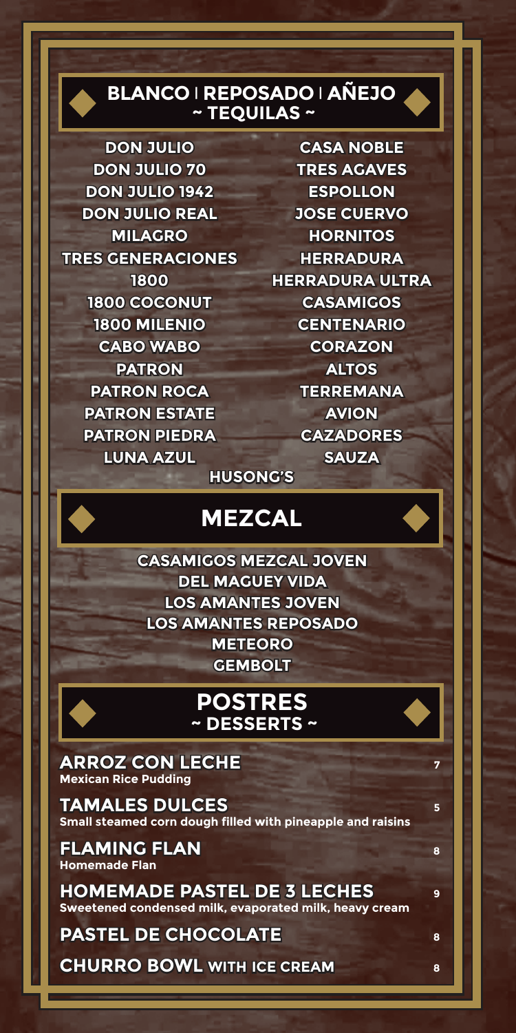## BLANCO | REPOSADO | AÑEJO
## ~ TEQUILAS ~

DON JULIO
DON JULIO 70
DON JULIO 1942
DON JULIO REAL
MILAGRO
TRES GENERACIONES
1800
1800 COCONUT
1800 MILENIO
CABO WABO
PATRON
PATRON ROCA
PATRON ESTATE
PATRON PIEDRA
LUNA AZUL
CASA NOBLE
TRES AGAVES
ESPOLLON
JOSE CUERVO
HORNITOS
HERRADURA
HERRADURA ULTRA
CASAMIGOS
CENTENARIO
CORAZON
ALTOS
TERREMANA
AVION
CAZADORES
SAUZA
HUSONG'S

## MEZCAL

CASAMIGOS MEZCAL JOVEN
DEL MAGUEY VIDA
LOS AMANTES JOVEN
LOS AMANTES REPOSADO
METEORO
GEMBOLT

## POSTRES
## ~ DESSERTS ~

**ARROZ CON LECHE** 7
Mexican Rice Pudding

**TAMALES DULCES** 5
Small steamed corn dough filled with pineapple and raisins

**FLAMING FLAN** 8
Homemade Flan

**HOMEMADE PASTEL DE 3 LECHES** 9
Sweetened condensed milk, evaporated milk, heavy cream

**PASTEL DE CHOCOLATE** 8

**CHURRO BOWL WITH ICE CREAM** 8